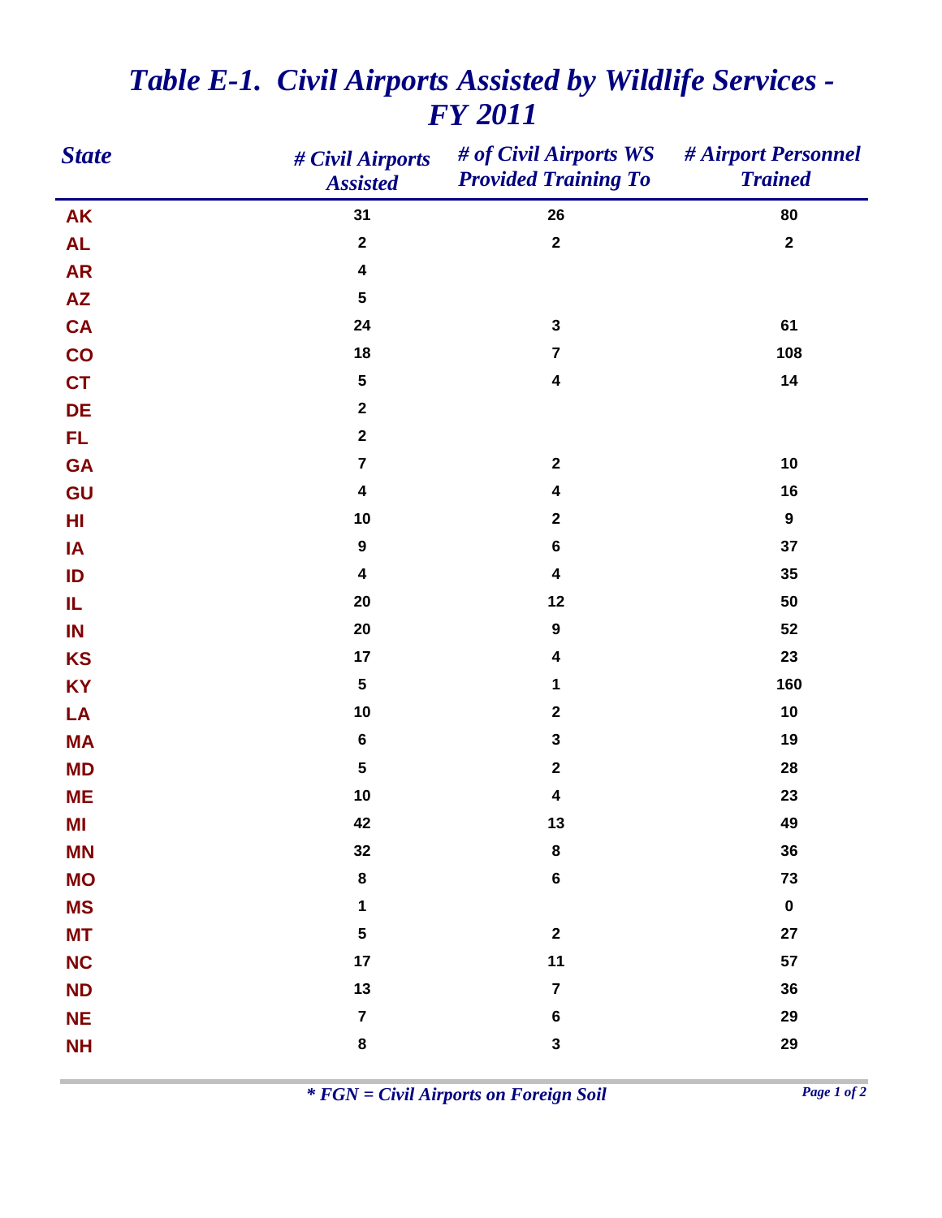# Table E-1. Civil Airports Assisted by Wildlife Services - FY 2011

| State | # Civil Airports Assisted | # of Civil Airports WS Provided Training To | # Airport Personnel Trained |
|---|---|---|---|
| AK | 31 | 26 | 80 |
| AL | 2 | 2 | 2 |
| AR | 4 | | |
| AZ | 5 | | |
| CA | 24 | 3 | 61 |
| CO | 18 | 7 | 108 |
| CT | 5 | 4 | 14 |
| DE | 2 | | |
| FL | 2 | | |
| GA | 7 | 2 | 10 |
| GU | 4 | 4 | 16 |
| HI | 10 | 2 | 9 |
| IA | 9 | 6 | 37 |
| ID | 4 | 4 | 35 |
| IL | 20 | 12 | 50 |
| IN | 20 | 9 | 52 |
| KS | 17 | 4 | 23 |
| KY | 5 | 1 | 160 |
| LA | 10 | 2 | 10 |
| MA | 6 | 3 | 19 |
| MD | 5 | 2 | 28 |
| ME | 10 | 4 | 23 |
| MI | 42 | 13 | 49 |
| MN | 32 | 8 | 36 |
| MO | 8 | 6 | 73 |
| MS | 1 | | 0 |
| MT | 5 | 2 | 27 |
| NC | 17 | 11 | 57 |
| ND | 13 | 7 | 36 |
| NE | 7 | 6 | 29 |
| NH | 8 | 3 | 29 |

*\* FGN = Civil Airports on Foreign Soil*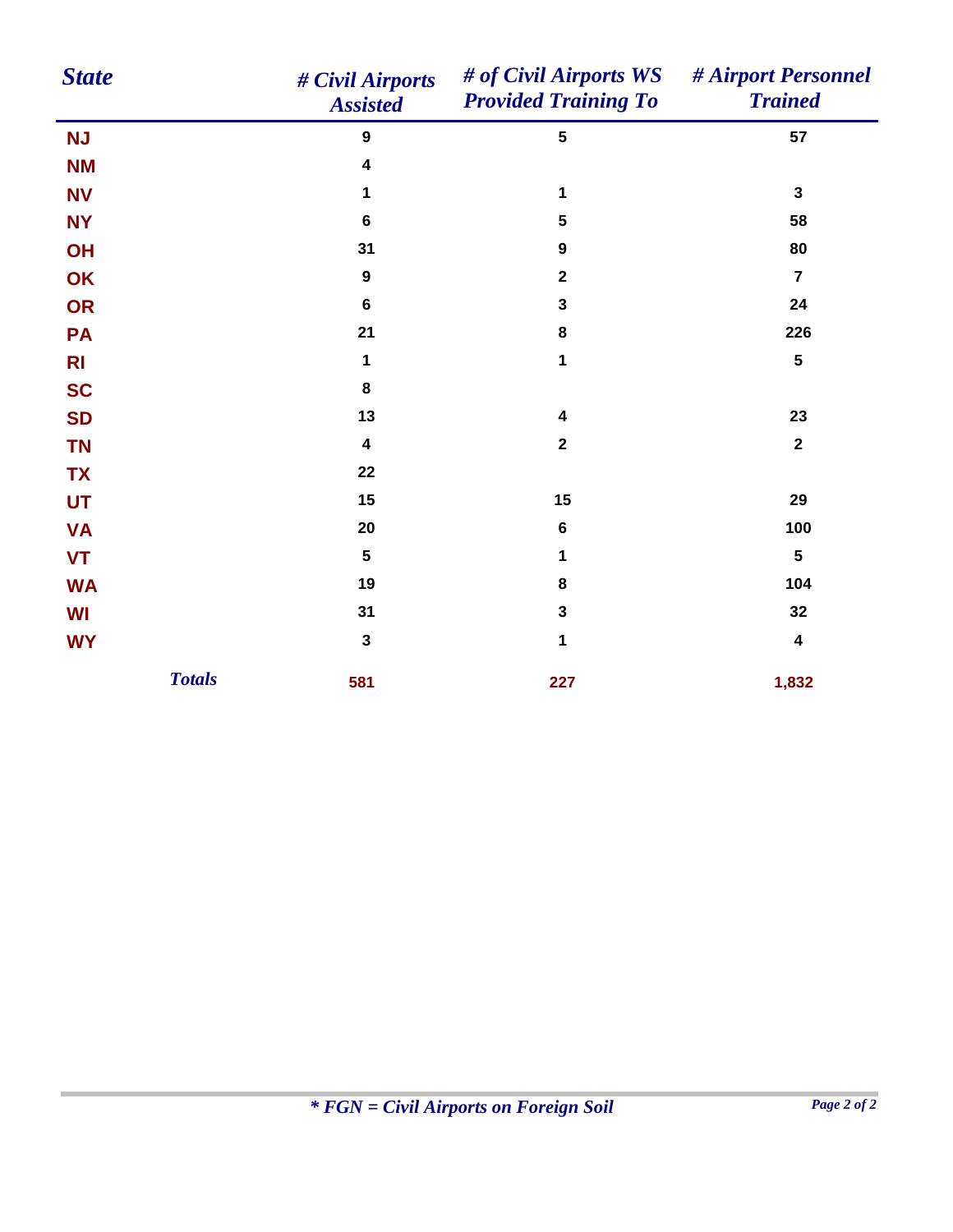| State | # Civil Airports Assisted | # of Civil Airports WS Provided Training To | # Airport Personnel Trained |
|---|---|---|---|
| NJ | 9 | 5 | 57 |
| NM | 4 | | |
| NV | 1 | 1 | 3 |
| NY | 6 | 5 | 58 |
| OH | 31 | 9 | 80 |
| OK | 9 | 2 | 7 |
| OR | 6 | 3 | 24 |
| PA | 21 | 8 | 226 |
| RI | 1 | 1 | 5 |
| SC | 8 | | |
| SD | 13 | 4 | 23 |
| TN | 4 | 2 | 2 |
| TX | 22 | | |
| UT | 15 | 15 | 29 |
| VA | 20 | 6 | 100 |
| VT | 5 | 1 | 5 |
| WA | 19 | 8 | 104 |
| WI | 31 | 3 | 32 |
| WY | 3 | 1 | 4 |
| *Totals* | 581 | 227 | 1,832 |

*** FGN = Civil Airports on Foreign Soil**